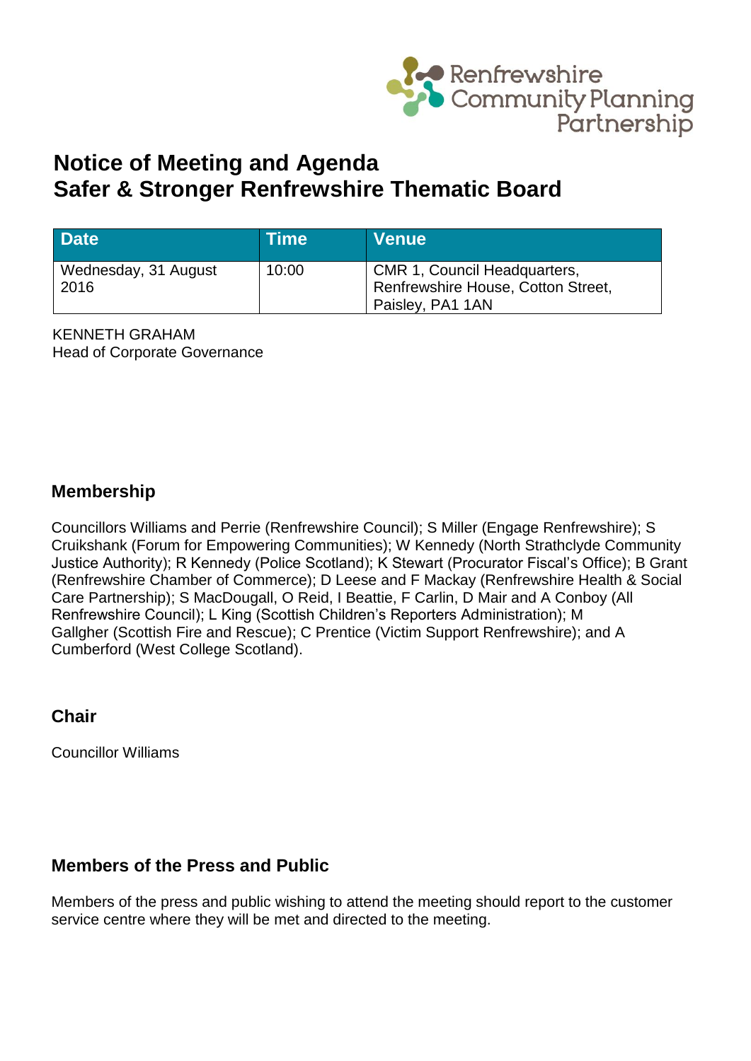Renfrewshire Community Planning Partnership

# Notice of Meeting and Agenda
# Safer & Stronger Renfrewshire Thematic Board

| Date | Time | Venue |
|---|---|---|
| Wednesday, 31 August 2016 | 10:00 | CMR 1, Council Headquarters, Renfrewshire House, Cotton Street, Paisley, PA1 1AN |

KENNETH GRAHAM
Head of Corporate Governance

## Membership

Councillors Williams and Perrie (Renfrewshire Council); S Miller (Engage Renfrewshire); S Cruikshank (Forum for Empowering Communities); W Kennedy (North Strathclyde Community Justice Authority); R Kennedy (Police Scotland); K Stewart (Procurator Fiscal's Office); B Grant (Renfrewshire Chamber of Commerce); D Leese and F Mackay (Renfrewshire Health & Social Care Partnership); S MacDougall, O Reid, I Beattie, F Carlin, D Mair and A Conboy (All Renfrewshire Council); L King (Scottish Children's Reporters Administration); M Gallgher (Scottish Fire and Rescue); C Prentice (Victim Support Renfrewshire); and A Cumberford (West College Scotland).

## Chair

Councillor Williams

## Members of the Press and Public

Members of the press and public wishing to attend the meeting should report to the customer service centre where they will be met and directed to the meeting.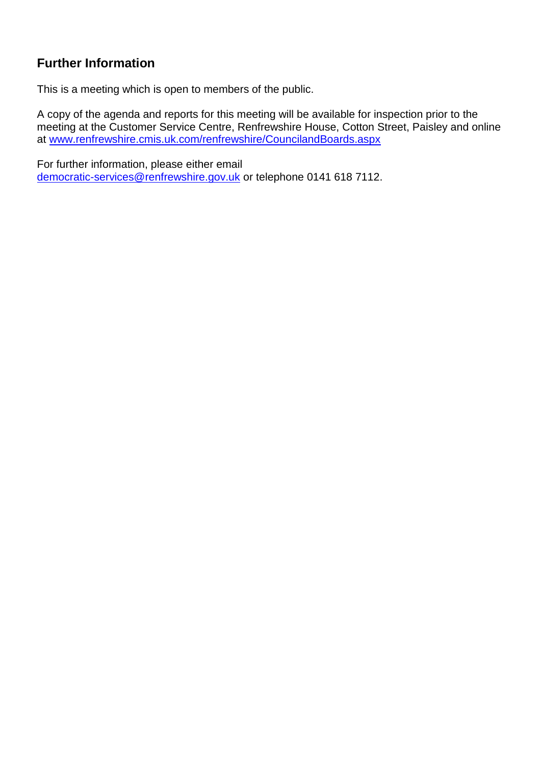## Further Information

This is a meeting which is open to members of the public.

A copy of the agenda and reports for this meeting will be available for inspection prior to the meeting at the Customer Service Centre, Renfrewshire House, Cotton Street, Paisley and online at [www.renfrewshire.cmis.uk.com/renfrewshire/CouncilandBoards.aspx](http://www.renfrewshire.cmis.uk.com/renfrewshire/CouncilandBoards.aspx)

For further information, please either email [democratic-services@renfrewshire.gov.uk](mailto:democratic-services@renfrewshire.gov.uk) or telephone 0141 618 7112.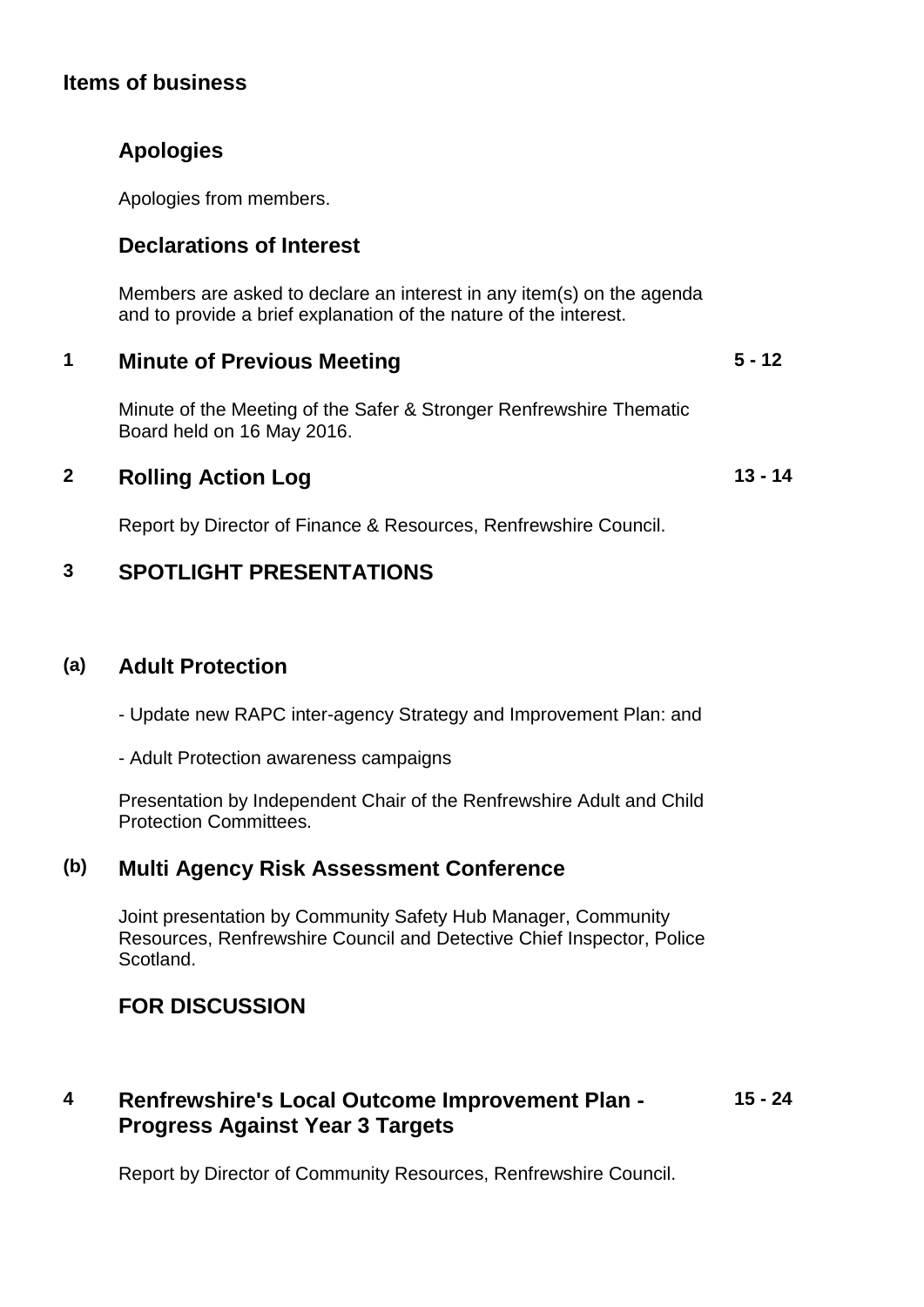## Items of business

### Apologies

Apologies from members.

### Declarations of Interest

Members are asked to declare an interest in any item(s) on the agenda and to provide a brief explanation of the nature of the interest.

### 1 Minute of Previous Meeting — 5 - 12

Minute of the Meeting of the Safer & Stronger Renfrewshire Thematic Board held on 16 May 2016.

### 2 Rolling Action Log — 13 - 14

Report by Director of Finance & Resources, Renfrewshire Council.

### 3 SPOTLIGHT PRESENTATIONS

### (a) Adult Protection

- Update new RAPC inter-agency Strategy and Improvement Plan: and

- Adult Protection awareness campaigns

Presentation by Independent Chair of the Renfrewshire Adult and Child Protection Committees.

### (b) Multi Agency Risk Assessment Conference

Joint presentation by Community Safety Hub Manager, Community Resources, Renfrewshire Council and Detective Chief Inspector, Police Scotland.

### FOR DISCUSSION

### 4 Renfrewshire's Local Outcome Improvement Plan - Progress Against Year 3 Targets — 15 - 24

Report by Director of Community Resources, Renfrewshire Council.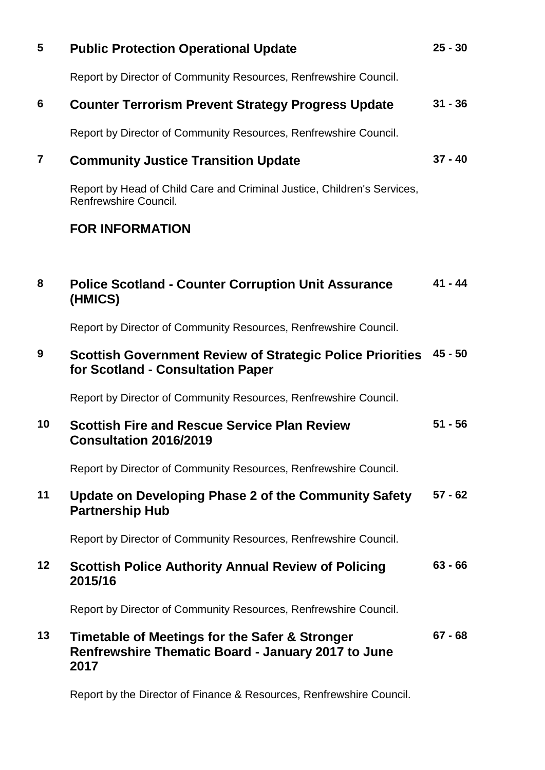**5** **Public Protection Operational Update** **25 - 30**

Report by Director of Community Resources, Renfrewshire Council.

**6** **Counter Terrorism Prevent Strategy Progress Update** **31 - 36**

Report by Director of Community Resources, Renfrewshire Council.

**7** **Community Justice Transition Update** **37 - 40**

Report by Head of Child Care and Criminal Justice, Children's Services, Renfrewshire Council.

## FOR INFORMATION

**8** **Police Scotland - Counter Corruption Unit Assurance (HMICS)** **41 - 44**

Report by Director of Community Resources, Renfrewshire Council.

**9** **Scottish Government Review of Strategic Police Priorities for Scotland - Consultation Paper** **45 - 50**

Report by Director of Community Resources, Renfrewshire Council.

**10** **Scottish Fire and Rescue Service Plan Review Consultation 2016/2019** **51 - 56**

Report by Director of Community Resources, Renfrewshire Council.

**11** **Update on Developing Phase 2 of the Community Safety Partnership Hub** **57 - 62**

Report by Director of Community Resources, Renfrewshire Council.

**12** **Scottish Police Authority Annual Review of Policing 2015/16** **63 - 66**

Report by Director of Community Resources, Renfrewshire Council.

**13** **Timetable of Meetings for the Safer & Stronger Renfrewshire Thematic Board - January 2017 to June 2017** **67 - 68**

Report by the Director of Finance & Resources, Renfrewshire Council.